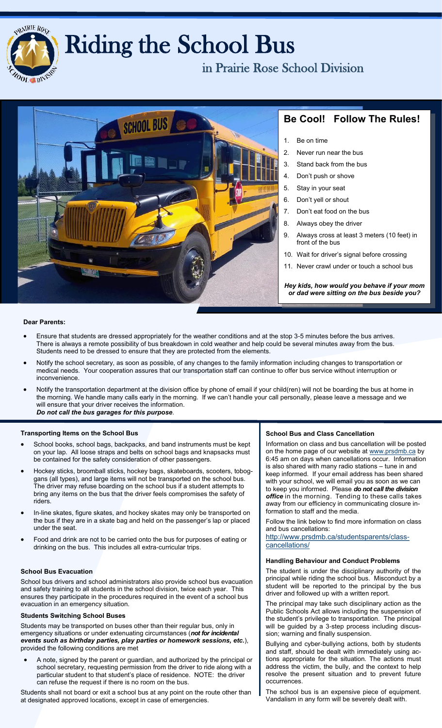# Riding the School Bus

## in Prairie Rose School Division

## Be Cool! Follow The Rules!

1. Be on time
2. Never run near the bus
3. Stand back from the bus
4. Don't push or shove
5. Stay in your seat
6. Don't yell or shout
7. Don't eat food on the bus
8. Always obey the driver
9. Always cross at least 3 meters (10 feet) in front of the bus
10. Wait for driver's signal before crossing
11. Never crawl under or touch a school bus

***Hey kids, how would you behave if your mom or dad were sitting on the bus beside you?***

**Dear Parents:**

- Ensure that students are dressed appropriately for the weather conditions and at the stop 3-5 minutes before the bus arrives. There is always a remote possibility of bus breakdown in cold weather and help could be several minutes away from the bus. Students need to be dressed to ensure that they are protected from the elements.
- Notify the school secretary, as soon as possible, of any changes to the family information including changes to transportation or medical needs. Your cooperation assures that our transportation staff can continue to offer bus service without interruption or inconvenience.
- Notify the transportation department at the division office by phone of email if your child(ren) will not be boarding the bus at home in the morning. We handle many calls early in the morning. If we can't handle your call personally, please leave a message and we will ensure that your driver receives the information.
  ***Do not call the bus garages for this purpose**.*

### Transporting Items on the School Bus

- School books, school bags, backpacks, and band instruments must be kept on your lap. All loose straps and belts on school bags and knapsacks must be contained for the safety consideration of other passengers.
- Hockey sticks, broomball sticks, hockey bags, skateboards, scooters, toboggans (all types), and large items will not be transported on the school bus. The driver may refuse boarding on the school bus if a student attempts to bring any items on the bus that the driver feels compromises the safety of riders.
- In-line skates, figure skates, and hockey skates may only be transported on the bus if they are in a skate bag and held on the passenger's lap or placed under the seat.
- Food and drink are not to be carried onto the bus for purposes of eating or drinking on the bus. This includes all extra-curricular trips.

### School Bus Evacuation

School bus drivers and school administrators also provide school bus evacuation and safety training to all students in the school division, twice each year. This ensures they participate in the procedures required in the event of a school bus evacuation in an emergency situation.

### Students Switching School Buses

Students may be transported on buses other than their regular bus, only in emergency situations or under extenuating circumstances (***not for incidental events such as birthday parties, play parties or homework sessions, etc.***), provided the following conditions are met

- A note, signed by the parent or guardian, and authorized by the principal or school secretary, requesting permission from the driver to ride along with a particular student to that student's place of residence. NOTE: the driver can refuse the request if there is no room on the bus.

Students shall not board or exit a school bus at any point on the route other than at designated approved locations, except in case of emergencies.

### School Bus and Class Cancellation

Information on class and bus cancellation will be posted on the home page of our website at www.prsdmb.ca by 6:45 am on days when cancellations occur. Information is also shared with many radio stations – tune in and keep informed. If your email address has been shared with your school, we will email you as soon as we can to keep you informed. Please ***do not call the division office*** in the morning. Tending to these calls takes away from our efficiency in communicating closure information to staff and the media.

Follow the link below to find more information on class and bus cancellations:

http://www.prsdmb.ca/studentsparents/class-cancellations/

### Handling Behaviour and Conduct Problems

The student is under the disciplinary authority of the principal while riding the school bus. Misconduct by a student will be reported to the principal by the bus driver and followed up with a written report.

The principal may take such disciplinary action as the Public Schools Act allows including the suspension of the student's privilege to transportation. The principal will be guided by a 3-step process including discussion; warning and finally suspension.

Bullying and cyber-bullying actions, both by students and staff, should be dealt with immediately using actions appropriate for the situation. The actions must address the victim, the bully, and the context to help resolve the present situation and to prevent future occurrences.

The school bus is an expensive piece of equipment. Vandalism in any form will be severely dealt with.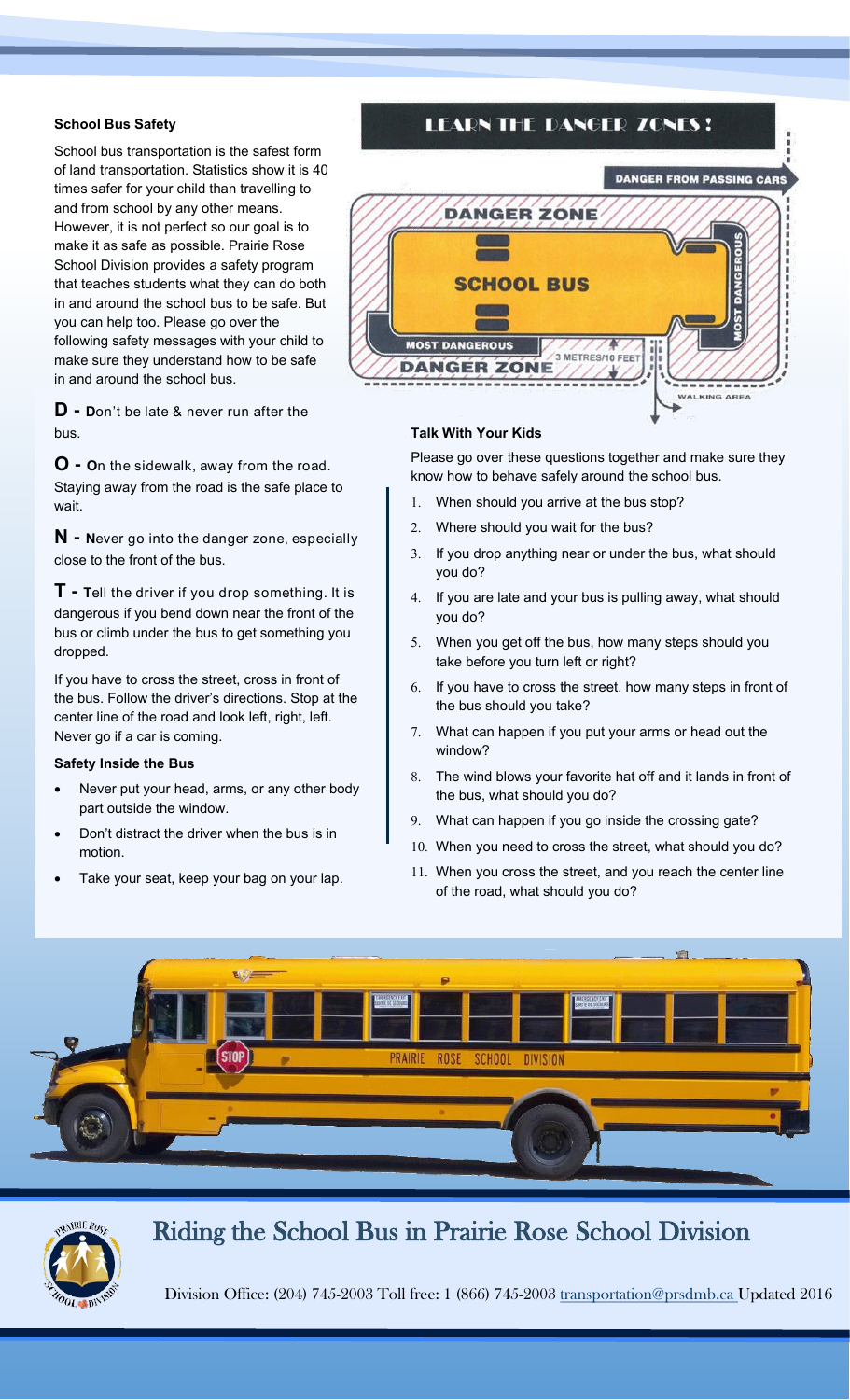### School Bus Safety

School bus transportation is the safest form of land transportation. Statistics show it is 40 times safer for your child than travelling to and from school by any other means. However, it is not perfect so our goal is to make it as safe as possible. Prairie Rose School Division provides a safety program that teaches students what they can do both in and around the school bus to be safe. But you can help too. Please go over the following safety messages with your child to make sure they understand how to be safe in and around the school bus.

**D - D**on't be late & never run after the bus.

**O - O**n the sidewalk, away from the road. Staying away from the road is the safe place to wait.

**N - N**ever go into the danger zone, especially close to the front of the bus.

**T - T**ell the driver if you drop something. It is dangerous if you bend down near the front of the bus or climb under the bus to get something you dropped.

If you have to cross the street, cross in front of the bus. Follow the driver's directions. Stop at the center line of the road and look left, right, left. Never go if a car is coming.

### Safety Inside the Bus

- Never put your head, arms, or any other body part outside the window.
- Don't distract the driver when the bus is in motion.
- Take your seat, keep your bag on your lap.

## LEARN THE DANGER ZONES!

DANGER FROM PASSING CARS

DANGER ZONE

SCHOOL BUS

MOST DANGEROUS

MOST DANGEROUS

3 METRES/10 FEET

DANGER ZONE

WALKING AREA

### Talk With Your Kids

Please go over these questions together and make sure they know how to behave safely around the school bus.

1. When should you arrive at the bus stop?
2. Where should you wait for the bus?
3. If you drop anything near or under the bus, what should you do?
4. If you are late and your bus is pulling away, what should you do?
5. When you get off the bus, how many steps should you take before you turn left or right?
6. If you have to cross the street, how many steps in front of the bus should you take?
7. What can happen if you put your arms or head out the window?
8. The wind blows your favorite hat off and it lands in front of the bus, what should you do?
9. What can happen if you go inside the crossing gate?
10. When you need to cross the street, what should you do?
11. When you cross the street, and you reach the center line of the road, what should you do?

# Riding the School Bus in Prairie Rose School Division

Division Office: (204) 745-2003 Toll free: 1 (866) 745-2003 transportation@prsdmb.ca Updated 2016